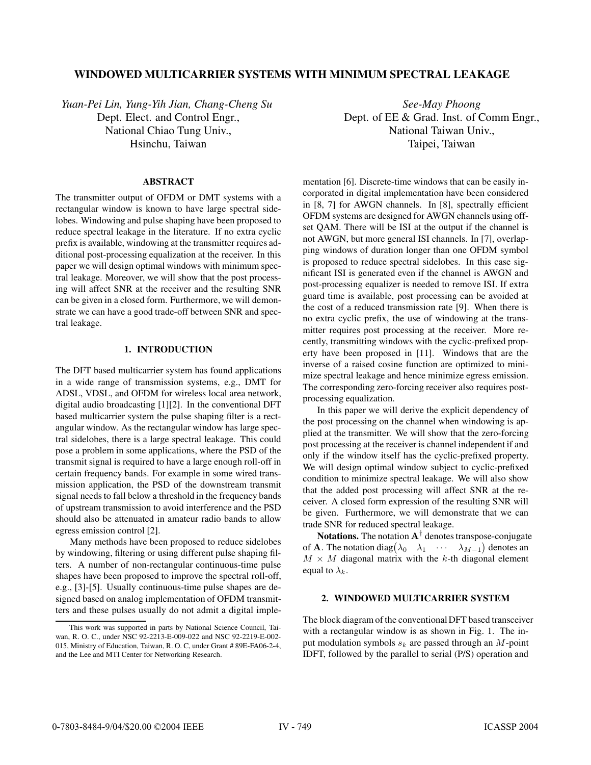# WINDOWED MULTICARRIER SYSTEMS WITH MINIMUM SPECTRAL LEAKAGE

*Yuan-Pei Lin, Yung-Yih Jian, Chang-Cheng Su*
Dept. Elect. and Control Engr.,
National Chiao Tung Univ.,
Hsinchu, Taiwan

*See-May Phoong*
Dept. of EE & Grad. Inst. of Comm Engr.,
National Taiwan Univ.,
Taipei, Taiwan

## ABSTRACT

The transmitter output of OFDM or DMT systems with a rectangular window is known to have large spectral sidelobes. Windowing and pulse shaping have been proposed to reduce spectral leakage in the literature. If no extra cyclic prefix is available, windowing at the transmitter requires additional post-processing equalization at the receiver. In this paper we will design optimal windows with minimum spectral leakage. Moreover, we will show that the post processing will affect SNR at the receiver and the resulting SNR can be given in a closed form. Furthermore, we will demonstrate we can have a good trade-off between SNR and spectral leakage.

## 1. INTRODUCTION

The DFT based multicarrier system has found applications in a wide range of transmission systems, e.g., DMT for ADSL, VDSL, and OFDM for wireless local area network, digital audio broadcasting [1][2]. In the conventional DFT based multicarrier system the pulse shaping filter is a rectangular window. As the rectangular window has large spectral sidelobes, there is a large spectral leakage. This could pose a problem in some applications, where the PSD of the transmit signal is required to have a large enough roll-off in certain frequency bands. For example in some wired transmission application, the PSD of the downstream transmit signal needs to fall below a threshold in the frequency bands of upstream transmission to avoid interference and the PSD should also be attenuated in amateur radio bands to allow egress emission control [2].

Many methods have been proposed to reduce sidelobes by windowing, filtering or using different pulse shaping filters. A number of non-rectangular continuous-time pulse shapes have been proposed to improve the spectral roll-off, e.g., [3]-[5]. Usually continuous-time pulse shapes are designed based on analog implementation of OFDM transmitters and these pulses usually do not admit a digital implementation [6]. Discrete-time windows that can be easily incorporated in digital implementation have been considered in [8, 7] for AWGN channels. In [8], spectrally efficient OFDM systems are designed for AWGN channels using offset QAM. There will be ISI at the output if the channel is not AWGN, but more general ISI channels. In [7], overlapping windows of duration longer than one OFDM symbol is proposed to reduce spectral sidelobes. In this case significant ISI is generated even if the channel is AWGN and post-processing equalizer is needed to remove ISI. If extra guard time is available, post processing can be avoided at the cost of a reduced transmission rate [9]. When there is no extra cyclic prefix, the use of windowing at the transmitter requires post processing at the receiver. More recently, transmitting windows with the cyclic-prefixed property have been proposed in [11]. Windows that are the inverse of a raised cosine function are optimized to minimize spectral leakage and hence minimize egress emission. The corresponding zero-forcing receiver also requires post-processing equalization.

In this paper we will derive the explicit dependency of the post processing on the channel when windowing is applied at the transmitter. We will show that the zero-forcing post processing at the receiver is channel independent if and only if the window itself has the cyclic-prefixed property. We will design optimal window subject to cyclic-prefixed condition to minimize spectral leakage. We will also show that the added post processing will affect SNR at the receiver. A closed form expression of the resulting SNR will be given. Furthermore, we will demonstrate that we can trade SNR for reduced spectral leakage.

**Notations.** The notation $\mathbf{A}^\dagger$ denotes transpose-conjugate of $\mathbf{A}$. The notation $\mathrm{diag}\begin{pmatrix}\lambda_0 & \lambda_1 & \cdots & \lambda_{M-1}\end{pmatrix}$ denotes an $M \times M$ diagonal matrix with the $k$-th diagonal element equal to $\lambda_k$.

## 2. WINDOWED MULTICARRIER SYSTEM

The block diagram of the conventional DFT based transceiver with a rectangular window is as shown in Fig. 1. The input modulation symbols $s_k$ are passed through an $M$-point IDFT, followed by the parallel to serial (P/S) operation and

This work was supported in parts by National Science Council, Taiwan, R. O. C., under NSC 92-2213-E-009-022 and NSC 92-2219-E-002-015, Ministry of Education, Taiwan, R. O. C, under Grant # 89E-FA06-2-4, and the Lee and MTI Center for Networking Research.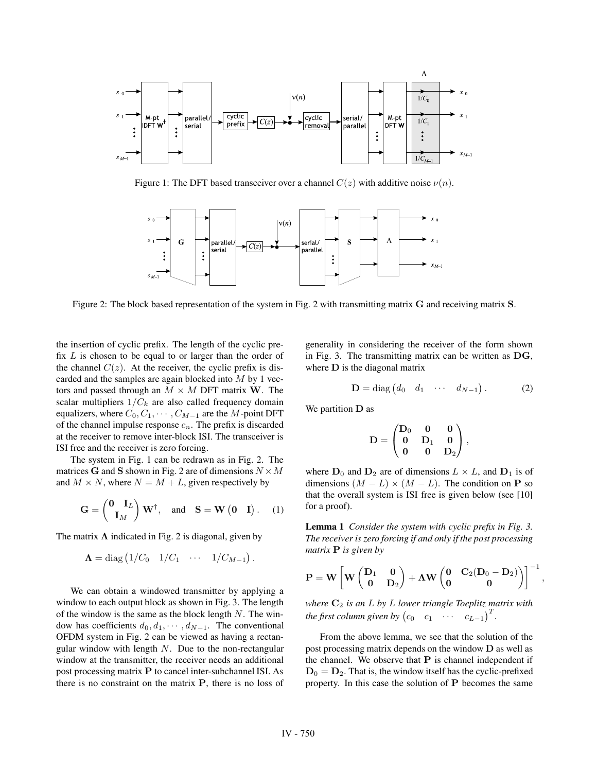Figure 1: The DFT based transceiver over a channel $C(z)$ with additive noise $\nu(n)$.

Figure 2: The block based representation of the system in Fig. 2 with transmitting matrix $\mathbf{G}$ and receiving matrix $\mathbf{S}$.

the insertion of cyclic prefix. The length of the cyclic prefix $L$ is chosen to be equal to or larger than the order of the channel $C(z)$. At the receiver, the cyclic prefix is discarded and the samples are again blocked into $M$ by 1 vectors and passed through an $M \times M$ DFT matrix $\mathbf{W}$. The scalar multipliers $1/C_k$ are also called frequency domain equalizers, where $C_0, C_1, \cdots, C_{M-1}$ are the $M$-point DFT of the channel impulse response $c_n$. The prefix is discarded at the receiver to remove inter-block ISI. The transceiver is ISI free and the receiver is zero forcing.

The system in Fig. 1 can be redrawn as in Fig. 2. The matrices $\mathbf{G}$ and $\mathbf{S}$ shown in Fig. 2 are of dimensions $N \times M$ and $M \times N$, where $N = M + L$, given respectively by

$$\mathbf{G} = \begin{pmatrix} \mathbf{0} & \mathbf{I}_L \\ \mathbf{I}_M & \end{pmatrix} \mathbf{W}^\dagger, \quad \text{and} \quad \mathbf{S} = \mathbf{W} \begin{pmatrix} \mathbf{0} & \mathbf{I} \end{pmatrix}. \tag{1}$$

The matrix $\mathbf{\Lambda}$ indicated in Fig. 2 is diagonal, given by

$$\mathbf{\Lambda} = \operatorname{diag} \begin{pmatrix} 1/C_0 & 1/C_1 & \cdots & 1/C_{M-1} \end{pmatrix}.$$

We can obtain a windowed transmitter by applying a window to each output block as shown in Fig. 3. The length of the window is the same as the block length $N$. The window has coefficients $d_0, d_1, \cdots, d_{N-1}$. The conventional OFDM system in Fig. 2 can be viewed as having a rectangular window with length $N$. Due to the non-rectangular window at the transmitter, the receiver needs an additional post processing matrix $\mathbf{P}$ to cancel inter-subchannel ISI. As there is no constraint on the matrix $\mathbf{P}$, there is no loss of generality in considering the receiver of the form shown in Fig. 3. The transmitting matrix can be written as $\mathbf{DG}$, where $\mathbf{D}$ is the diagonal matrix

$$\mathbf{D} = \operatorname{diag} \begin{pmatrix} d_0 & d_1 & \cdots & d_{N-1} \end{pmatrix}. \tag{2}$$

We partition $\mathbf{D}$ as

$$\mathbf{D} = \begin{pmatrix} \mathbf{D}_0 & \mathbf{0} & \mathbf{0} \\ \mathbf{0} & \mathbf{D}_1 & \mathbf{0} \\ \mathbf{0} & \mathbf{0} & \mathbf{D}_2 \end{pmatrix},$$

where $\mathbf{D}_0$ and $\mathbf{D}_2$ are of dimensions $L \times L$, and $\mathbf{D}_1$ is of dimensions $(M-L) \times (M-L)$. The condition on $\mathbf{P}$ so that the overall system is ISI free is given below (see [10] for a proof).

**Lemma 1** *Consider the system with cyclic prefix in Fig. 3. The receiver is zero forcing if and only if the post processing matrix $\mathbf{P}$ is given by*

$$\mathbf{P} = \mathbf{W} \left[ \mathbf{W} \begin{pmatrix} \mathbf{D}_1 & \mathbf{0} \\ \mathbf{0} & \mathbf{D}_2 \end{pmatrix} + \mathbf{\Lambda} \mathbf{W} \begin{pmatrix} \mathbf{0} & \mathbf{C}_2(\mathbf{D}_0 - \mathbf{D}_2) \\ \mathbf{0} & \mathbf{0} \end{pmatrix} \right]^{-1},$$

*where $\mathbf{C}_2$ is an $L$ by $L$ lower triangle Toeplitz matrix with the first column given by $\begin{pmatrix} c_0 & c_1 & \cdots & c_{L-1} \end{pmatrix}^T$.*

From the above lemma, we see that the solution of the post processing matrix depends on the window $\mathbf{D}$ as well as the channel. We observe that $\mathbf{P}$ is channel independent if $\mathbf{D}_0 = \mathbf{D}_2$. That is, the window itself has the cyclic-prefixed property. In this case the solution of $\mathbf{P}$ becomes the same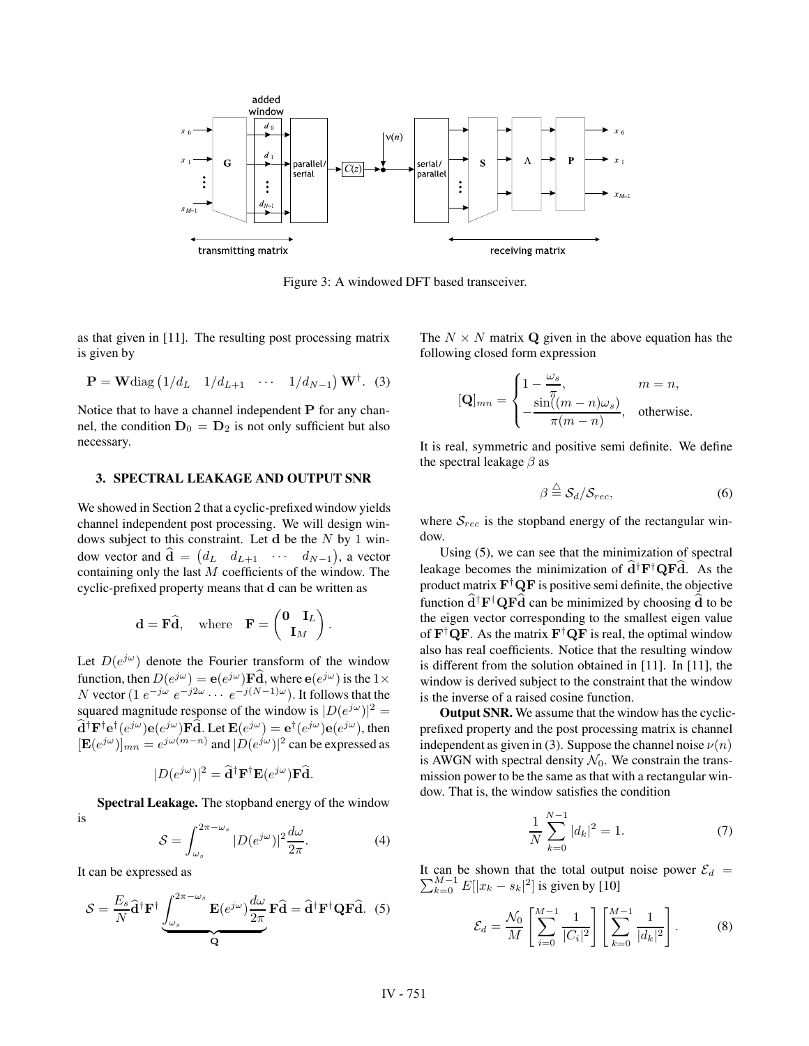added window

$s_0$ $s_1$ $s_{M-1}$ G $d_0$ $d_1$ $d_{N-1}$ parallel/serial $C(z)$ $\nu(n)$ serial/parallel S Λ P $x_0$ $x_1$ $x_{M-1}$

transmitting matrix

receiving matrix

Figure 3: A windowed DFT based transceiver.

as that given in [11]. The resulting post processing matrix is given by

$$\mathbf{P} = \mathbf{W}\text{diag}\begin{pmatrix} 1/d_L & 1/d_{L+1} & \cdots & 1/d_{N-1} \end{pmatrix} \mathbf{W}^\dagger. \quad (3)$$

Notice that to have a channel independent $\mathbf{P}$ for any channel, the condition $\mathbf{D}_0 = \mathbf{D}_2$ is not only sufficient but also necessary.

## 3. SPECTRAL LEAKAGE AND OUTPUT SNR

We showed in Section 2 that a cyclic-prefixed window yields channel independent post processing. We will design windows subject to this constraint. Let $\mathbf{d}$ be the $N$ by 1 window vector and $\widehat{\mathbf{d}} = \begin{pmatrix} d_L & d_{L+1} & \cdots & d_{N-1} \end{pmatrix}$, a vector containing only the last $M$ coefficients of the window. The cyclic-prefixed property means that $\mathbf{d}$ can be written as

$$\mathbf{d} = \mathbf{F}\widehat{\mathbf{d}}, \quad \text{where} \quad \mathbf{F} = \begin{pmatrix} \mathbf{0} & \mathbf{I}_L \\ & \mathbf{I}_M \end{pmatrix}.$$

Let $D(e^{j\omega})$ denote the Fourier transform of the window function, then $D(e^{j\omega}) = \mathbf{e}(e^{j\omega})\mathbf{F}\widehat{\mathbf{d}}$, where $\mathbf{e}(e^{j\omega})$ is the $1 \times N$ vector $(1 \ e^{-j\omega} \ e^{-j2\omega} \cdots \ e^{-j(N-1)\omega})$. It follows that the squared magnitude response of the window is $|D(e^{j\omega})|^2 = \widehat{\mathbf{d}}^\dagger \mathbf{F}^\dagger \mathbf{e}^\dagger(e^{j\omega})\mathbf{e}(e^{j\omega})\mathbf{F}\widehat{\mathbf{d}}$. Let $\mathbf{E}(e^{j\omega}) = \mathbf{e}^\dagger(e^{j\omega})\mathbf{e}(e^{j\omega})$, then $[\mathbf{E}(e^{j\omega})]_{mn} = e^{j\omega(m-n)}$ and $|D(e^{j\omega})|^2$ can be expressed as

$$|D(e^{j\omega})|^2 = \widehat{\mathbf{d}}^\dagger \mathbf{F}^\dagger \mathbf{E}(e^{j\omega})\mathbf{F}\widehat{\mathbf{d}}.$$

**Spectral Leakage.** The stopband energy of the window is

$$\mathcal{S} = \int_{\omega_s}^{2\pi-\omega_s} |D(e^{j\omega})|^2 \frac{d\omega}{2\pi}. \quad (4)$$

It can be expressed as

$$\mathcal{S} = \frac{E_s}{N}\widehat{\mathbf{d}}^\dagger \mathbf{F}^\dagger \underbrace{\int_{\omega_s}^{2\pi-\omega_s} \mathbf{E}(e^{j\omega})\frac{d\omega}{2\pi}}_{\mathbf{Q}} \mathbf{F}\widehat{\mathbf{d}} = \widehat{\mathbf{d}}^\dagger \mathbf{F}^\dagger \mathbf{Q}\mathbf{F}\widehat{\mathbf{d}}. \quad (5)$$

The $N \times N$ matrix $\mathbf{Q}$ given in the above equation has the following closed form expression

$$[\mathbf{Q}]_{mn} = \begin{cases} 1 - \dfrac{\omega_s}{\pi}, & m = n, \\ -\dfrac{\sin((m-n)\omega_s)}{\pi(m-n)}, & \text{otherwise.} \end{cases}$$

It is real, symmetric and positive semi definite. We define the spectral leakage $\beta$ as

$$\beta \stackrel{\triangle}{=} \mathcal{S}_d / \mathcal{S}_{rec}, \quad (6)$$

where $\mathcal{S}_{rec}$ is the stopband energy of the rectangular window.

Using (5), we can see that the minimization of spectral leakage becomes the minimization of $\widehat{\mathbf{d}}^\dagger \mathbf{F}^\dagger \mathbf{Q}\mathbf{F}\widehat{\mathbf{d}}$. As the product matrix $\mathbf{F}^\dagger \mathbf{Q}\mathbf{F}$ is positive semi definite, the objective function $\widehat{\mathbf{d}}^\dagger \mathbf{F}^\dagger \mathbf{Q}\mathbf{F}\widehat{\mathbf{d}}$ can be minimized by choosing $\widehat{\mathbf{d}}$ to be the eigen vector corresponding to the smallest eigen value of $\mathbf{F}^\dagger \mathbf{Q}\mathbf{F}$. As the matrix $\mathbf{F}^\dagger \mathbf{Q}\mathbf{F}$ is real, the optimal window also has real coefficients. Notice that the resulting window is different from the solution obtained in [11]. In [11], the window is derived subject to the constraint that the window is the inverse of a raised cosine function.

**Output SNR.** We assume that the window has the cyclic-prefixed property and the post processing matrix is channel independent as given in (3). Suppose the channel noise $\nu(n)$ is AWGN with spectral density $\mathcal{N}_0$. We constrain the transmission power to be the same as that with a rectangular window. That is, the window satisfies the condition

$$\frac{1}{N}\sum_{k=0}^{N-1} |d_k|^2 = 1. \quad (7)$$

It can be shown that the total output noise power $\mathcal{E}_d = \sum_{k=0}^{M-1} E[|x_k - s_k|^2]$ is given by [10]

$$\mathcal{E}_d = \frac{\mathcal{N}_0}{M}\left[\sum_{i=0}^{M-1} \frac{1}{|C_i|^2}\right]\left[\sum_{k=0}^{M-1} \frac{1}{|d_k|^2}\right]. \quad (8)$$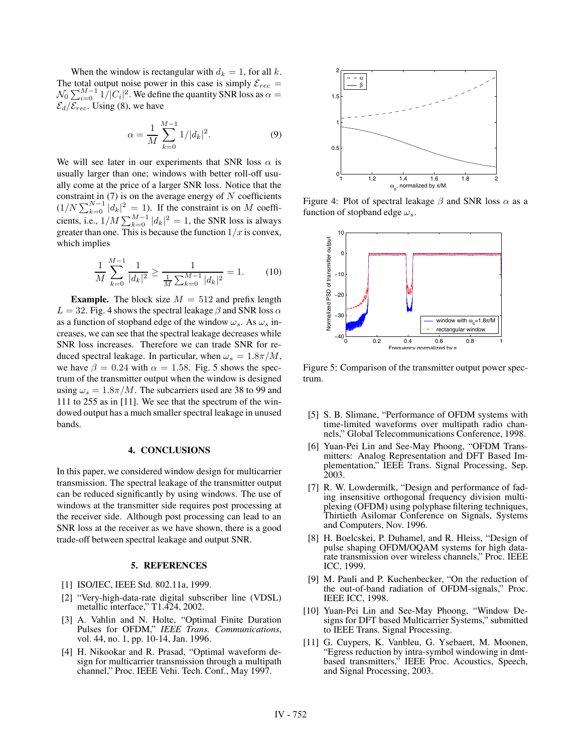When the window is rectangular with $d_k = 1$, for all $k$. The total output noise power in this case is simply $\mathcal{E}_{rec} = \mathcal{N}_0 \sum_{i=0}^{M-1} 1/|C_i|^2$. We define the quantity SNR loss as $\alpha = \mathcal{E}_d/\mathcal{E}_{rec}$. Using (8), we have

$$\alpha = \frac{1}{M} \sum_{k=0}^{M-1} 1/|d_k|^2. \tag{9}$$

We will see later in our experiments that SNR loss $\alpha$ is usually larger than one; windows with better roll-off usually come at the price of a larger SNR loss. Notice that the constraint in (7) is on the average energy of $N$ coefficients $(1/N \sum_{k=0}^{N-1} |d_k|^2 = 1)$. If the constraint is on $M$ coefficients, i.e., $1/M \sum_{k=0}^{M-1} |d_k|^2 = 1$, the SNR loss is always greater than one. This is because the function $1/x$ is convex, which implies

$$\frac{1}{M} \sum_{k=0}^{M-1} \frac{1}{|d_k|^2} \geq \frac{1}{\frac{1}{M}\sum_{k=0}^{M-1} |d_k|^2} = 1. \tag{10}$$

**Example.** The block size $M = 512$ and prefix length $L = 32$. Fig. 4 shows the spectral leakage $\beta$ and SNR loss $\alpha$ as a function of stopband edge of the window $\omega_s$. As $\omega_s$ increases, we can see that the spectral leakage decreases while SNR loss increases. Therefore we can trade SNR for reduced spectral leakage. In particular, when $\omega_s = 1.8\pi/M$, we have $\beta = 0.24$ with $\alpha = 1.58$. Fig. 5 shows the spectrum of the transmitter output when the window is designed using $\omega_s = 1.8\pi/M$. The subcarriers used are 38 to 99 and 111 to 255 as in [11]. We see that the spectrum of the windowed output has a much smaller spectral leakage in unused bands.

## 4. CONCLUSIONS

In this paper, we considered window design for multicarrier transmission. The spectral leakage of the transmitter output can be reduced significantly by using windows. The use of windows at the transmitter side requires post processing at the receiver side. Although post processing can lead to an SNR loss at the receiver as we have shown, there is a good trade-off between spectral leakage and output SNR.

## 5. REFERENCES

[1] ISO/IEC, IEEE Std. 802.11a, 1999.

[2] "Very-high-data-rate digital subscriber line (VDSL) metallic interface," T1.424, 2002.

[3] A. Vahlin and N. Holte, "Optimal Finite Duration Pulses for OFDM," *IEEE Trans. Communications*, vol. 44, no. 1, pp. 10-14, Jan. 1996.

[4] H. Nikookar and R. Prasad, "Optimal waveform design for multicarrier transmission through a multipath channel," Proc. IEEE Vehi. Tech. Conf., May 1997.

2
1.5
1
0.5
0
1 1.2 1.4 1.6 1.8 2
α
β
$\omega_s$, normalized by π/M.

Figure 4: Plot of spectral leakage $\beta$ and SNR loss $\alpha$ as a function of stopband edge $\omega_s$.

10
0
−10
−20
−30
−40
0 0.2 0.4 0.6 0.8 1
Normalized PSD of transmitter output
Frequency normalized by π
window with $\omega_s$=1.8π/M
rectangular window

Figure 5: Comparison of the transmitter output power spectrum.

[5] S. B. Slimane, "Performance of OFDM systems with time-limited waveforms over multipath radio channels," Global Telecommunications Conference, 1998.

[6] Yuan-Pei Lin and See-May Phoong, "OFDM Transmitters: Analog Representation and DFT Based Implementation," IEEE Trans. Signal Processing, Sep. 2003.

[7] R. W. Lowdermilk, "Design and performance of fading insensitive orthogonal frequency division multiplexing (OFDM) using polyphase filtering techniques, Thirtieth Asilomar Conference on Signals, Systems and Computers, Nov. 1996.

[8] H. Boelcskei, P. Duhamel, and R. Hleiss, "Design of pulse shaping OFDM/OQAM systems for high data-rate transmission over wireless channels," Proc. IEEE ICC, 1999.

[9] M. Pauli and P. Kuchenbecker, "On the reduction of the out-of-band radiation of OFDM-signals," Proc. IEEE ICC, 1998.

[10] Yuan-Pei Lin and See-May Phoong, "Window Designs for DFT based Multicarrier Systems," submitted to IEEE Trans. Signal Processing.

[11] G. Cuypers, K. Vanbleu, G. Ysebaert, M. Moonen, "Egress reduction by intra-symbol windowing in dmt-based transmitters," IEEE Proc. Acoustics, Speech, and Signal Processing, 2003.